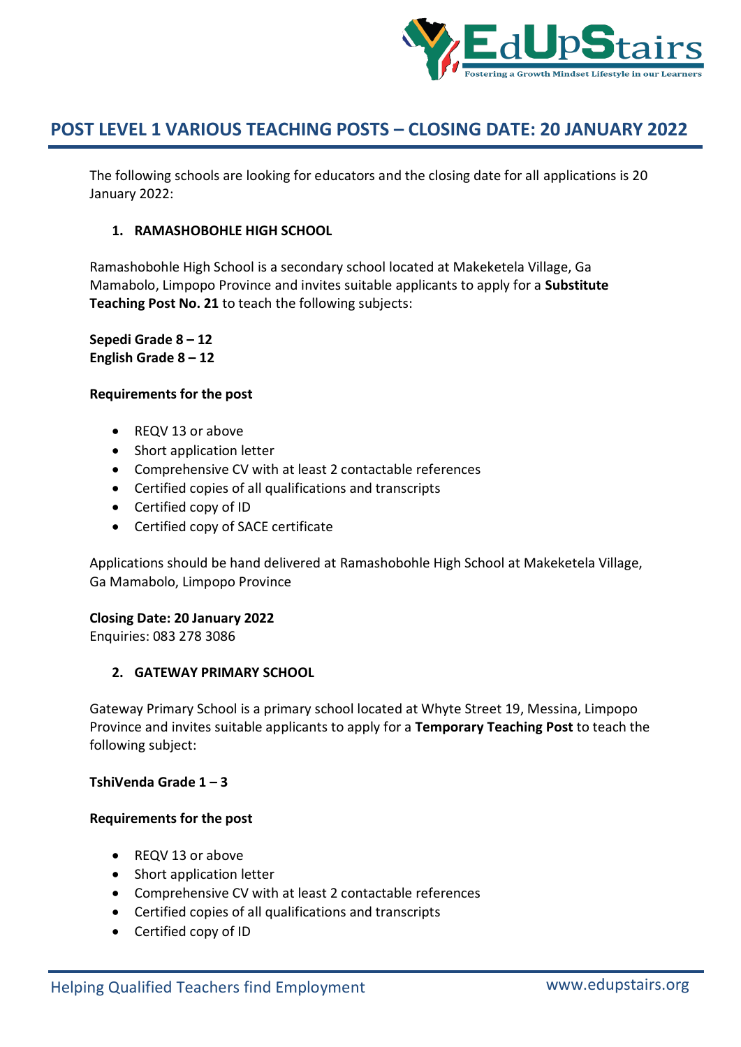# POST LEVEL 1 VARIOUS TEACHING POSTS – CLOSING DATE: 20 JANUARY 2022

The following schools are looking for educators and the closing date for all applications is 20 January 2022:

### 1. RAMASHOBOHLE HIGH SCHOOL

Ramashobohle High School is a secondary school located at Makeketela Village, Ga Mamabolo, Limpopo Province and invites suitable applicants to apply for a **Substitute Teaching Post No. 21** to teach the following subjects:

**Sepedi Grade 8 – 12**
**English Grade 8 – 12**

**Requirements for the post**

- REQV 13 or above
- Short application letter
- Comprehensive CV with at least 2 contactable references
- Certified copies of all qualifications and transcripts
- Certified copy of ID
- Certified copy of SACE certificate

Applications should be hand delivered at Ramashobohle High School at Makeketela Village, Ga Mamabolo, Limpopo Province

**Closing Date: 20 January 2022**
Enquiries: 083 278 3086

### 2. GATEWAY PRIMARY SCHOOL

Gateway Primary School is a primary school located at Whyte Street 19, Messina, Limpopo Province and invites suitable applicants to apply for a **Temporary Teaching Post** to teach the following subject:

**TshiVenda Grade 1 – 3**

**Requirements for the post**

- REQV 13 or above
- Short application letter
- Comprehensive CV with at least 2 contactable references
- Certified copies of all qualifications and transcripts
- Certified copy of ID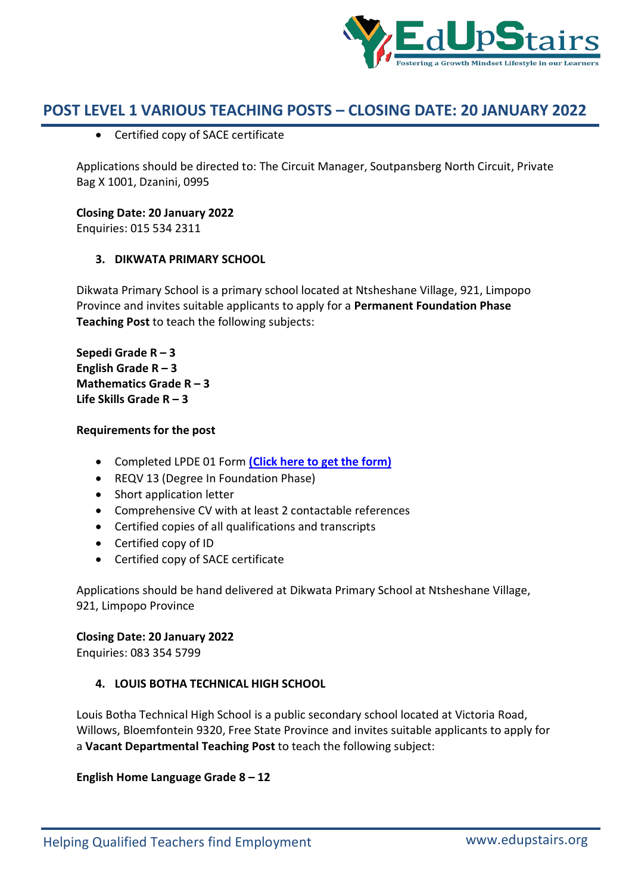- Certified copy of SACE certificate

Applications should be directed to: The Circuit Manager, Soutpansberg North Circuit, Private Bag X 1001, Dzanini, 0995

**Closing Date: 20 January 2022**
Enquiries: 015 534 2311

### 3. DIKWATA PRIMARY SCHOOL

Dikwata Primary School is a primary school located at Ntsheshane Village, 921, Limpopo Province and invites suitable applicants to apply for a **Permanent Foundation Phase Teaching Post** to teach the following subjects:

**Sepedi Grade R – 3**
**English Grade R – 3**
**Mathematics Grade R – 3**
**Life Skills Grade R – 3**

**Requirements for the post**

- Completed LPDE 01 Form **(Click here to get the form)**
- REQV 13 (Degree In Foundation Phase)
- Short application letter
- Comprehensive CV with at least 2 contactable references
- Certified copies of all qualifications and transcripts
- Certified copy of ID
- Certified copy of SACE certificate

Applications should be hand delivered at Dikwata Primary School at Ntsheshane Village, 921, Limpopo Province

**Closing Date: 20 January 2022**
Enquiries: 083 354 5799

### 4. LOUIS BOTHA TECHNICAL HIGH SCHOOL

Louis Botha Technical High School is a public secondary school located at Victoria Road, Willows, Bloemfontein 9320, Free State Province and invites suitable applicants to apply for a **Vacant Departmental Teaching Post** to teach the following subject:

**English Home Language Grade 8 – 12**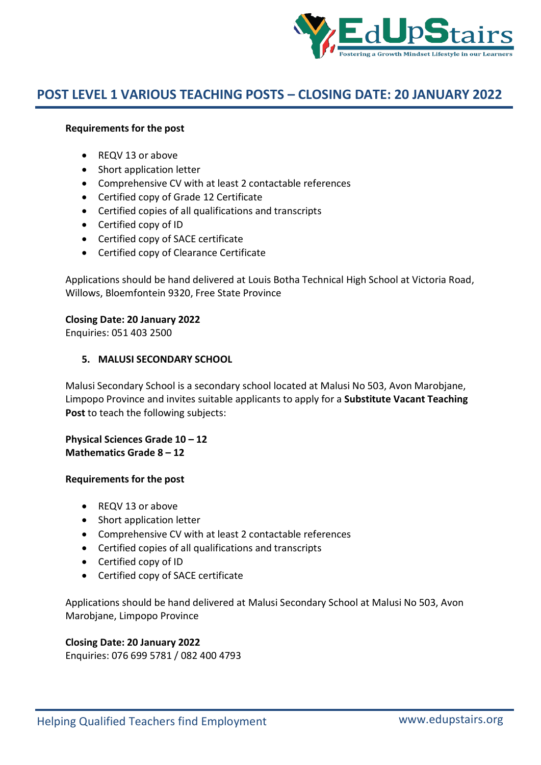## POST LEVEL 1 VARIOUS TEACHING POSTS – CLOSING DATE: 20 JANUARY 2022

**Requirements for the post**

- REQV 13 or above
- Short application letter
- Comprehensive CV with at least 2 contactable references
- Certified copy of Grade 12 Certificate
- Certified copies of all qualifications and transcripts
- Certified copy of ID
- Certified copy of SACE certificate
- Certified copy of Clearance Certificate

Applications should be hand delivered at Louis Botha Technical High School at Victoria Road, Willows, Bloemfontein 9320, Free State Province

**Closing Date: 20 January 2022**
Enquiries: 051 403 2500

5. **MALUSI SECONDARY SCHOOL**

Malusi Secondary School is a secondary school located at Malusi No 503, Avon Marobjane, Limpopo Province and invites suitable applicants to apply for a **Substitute Vacant Teaching Post** to teach the following subjects:

**Physical Sciences Grade 10 – 12**
**Mathematics Grade 8 – 12**

**Requirements for the post**

- REQV 13 or above
- Short application letter
- Comprehensive CV with at least 2 contactable references
- Certified copies of all qualifications and transcripts
- Certified copy of ID
- Certified copy of SACE certificate

Applications should be hand delivered at Malusi Secondary School at Malusi No 503, Avon Marobjane, Limpopo Province

**Closing Date: 20 January 2022**
Enquiries: 076 699 5781 / 082 400 4793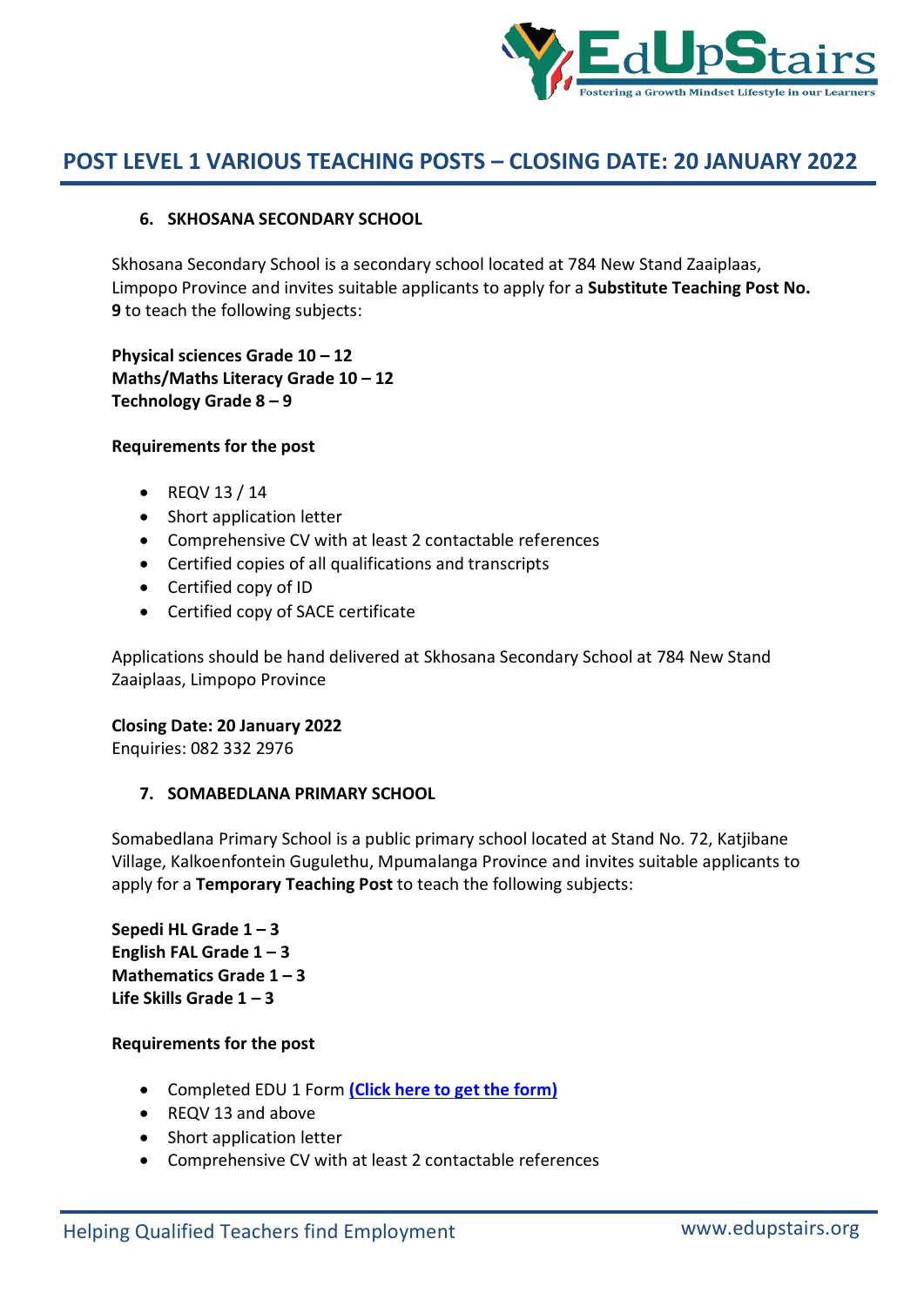# POST LEVEL 1 VARIOUS TEACHING POSTS – CLOSING DATE: 20 JANUARY 2022

6. **SKHOSANA SECONDARY SCHOOL**

Skhosana Secondary School is a secondary school located at 784 New Stand Zaaiplaas, Limpopo Province and invites suitable applicants to apply for a **Substitute Teaching Post No. 9** to teach the following subjects:

**Physical sciences Grade 10 – 12**
**Maths/Maths Literacy Grade 10 – 12**
**Technology Grade 8 – 9**

**Requirements for the post**

- REQV 13 / 14
- Short application letter
- Comprehensive CV with at least 2 contactable references
- Certified copies of all qualifications and transcripts
- Certified copy of ID
- Certified copy of SACE certificate

Applications should be hand delivered at Skhosana Secondary School at 784 New Stand Zaaiplaas, Limpopo Province

**Closing Date: 20 January 2022**
Enquiries: 082 332 2976

7. **SOMABEDLANA PRIMARY SCHOOL**

Somabedlana Primary School is a public primary school located at Stand No. 72, Katjibane Village, Kalkoenfontein Gugulethu, Mpumalanga Province and invites suitable applicants to apply for a **Temporary Teaching Post** to teach the following subjects:

**Sepedi HL Grade 1 – 3**
**English FAL Grade 1 – 3**
**Mathematics Grade 1 – 3**
**Life Skills Grade 1 – 3**

**Requirements for the post**

- Completed EDU 1 Form **(Click here to get the form)**
- REQV 13 and above
- Short application letter
- Comprehensive CV with at least 2 contactable references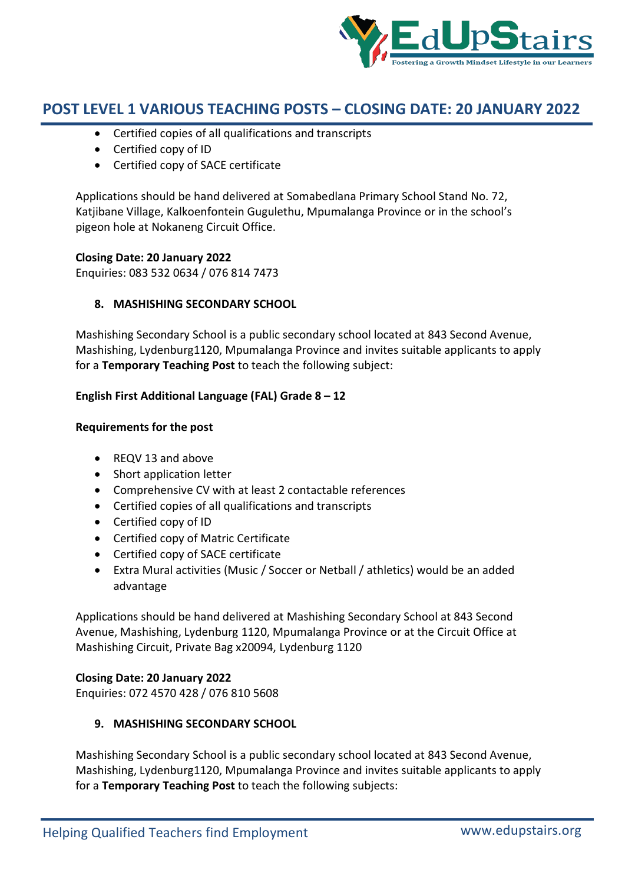- Certified copies of all qualifications and transcripts
- Certified copy of ID
- Certified copy of SACE certificate

Applications should be hand delivered at Somabedlana Primary School Stand No. 72, Katjibane Village, Kalkoenfontein Gugulethu, Mpumalanga Province or in the school's pigeon hole at Nokaneng Circuit Office.

**Closing Date: 20 January 2022**
Enquiries: 083 532 0634 / 076 814 7473

### 8. MASHISHING SECONDARY SCHOOL

Mashishing Secondary School is a public secondary school located at 843 Second Avenue, Mashishing, Lydenburg1120, Mpumalanga Province and invites suitable applicants to apply for a **Temporary Teaching Post** to teach the following subject:

**English First Additional Language (FAL) Grade 8 – 12**

**Requirements for the post**

- REQV 13 and above
- Short application letter
- Comprehensive CV with at least 2 contactable references
- Certified copies of all qualifications and transcripts
- Certified copy of ID
- Certified copy of Matric Certificate
- Certified copy of SACE certificate
- Extra Mural activities (Music / Soccer or Netball / athletics) would be an added advantage

Applications should be hand delivered at Mashishing Secondary School at 843 Second Avenue, Mashishing, Lydenburg 1120, Mpumalanga Province or at the Circuit Office at Mashishing Circuit, Private Bag x20094, Lydenburg 1120

**Closing Date: 20 January 2022**
Enquiries: 072 4570 428 / 076 810 5608

### 9. MASHISHING SECONDARY SCHOOL

Mashishing Secondary School is a public secondary school located at 843 Second Avenue, Mashishing, Lydenburg1120, Mpumalanga Province and invites suitable applicants to apply for a **Temporary Teaching Post** to teach the following subjects: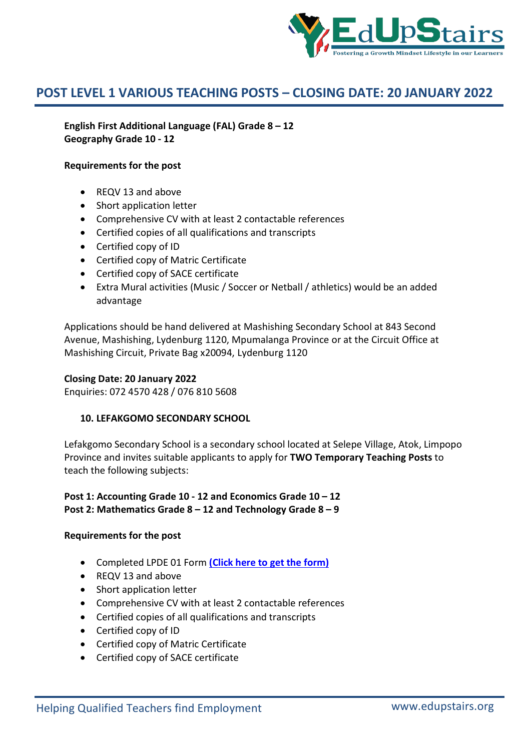## POST LEVEL 1 VARIOUS TEACHING POSTS – CLOSING DATE: 20 JANUARY 2022

**English First Additional Language (FAL) Grade 8 – 12**
**Geography Grade 10 - 12**

**Requirements for the post**

- REQV 13 and above
- Short application letter
- Comprehensive CV with at least 2 contactable references
- Certified copies of all qualifications and transcripts
- Certified copy of ID
- Certified copy of Matric Certificate
- Certified copy of SACE certificate
- Extra Mural activities (Music / Soccer or Netball / athletics) would be an added advantage

Applications should be hand delivered at Mashishing Secondary School at 843 Second Avenue, Mashishing, Lydenburg 1120, Mpumalanga Province or at the Circuit Office at Mashishing Circuit, Private Bag x20094, Lydenburg 1120

**Closing Date: 20 January 2022**
Enquiries: 072 4570 428 / 076 810 5608

### 10. LEFAKGOMO SECONDARY SCHOOL

Lefakgomo Secondary School is a secondary school located at Selepe Village, Atok, Limpopo Province and invites suitable applicants to apply for **TWO Temporary Teaching Posts** to teach the following subjects:

**Post 1: Accounting Grade 10 - 12 and Economics Grade 10 – 12**
**Post 2: Mathematics Grade 8 – 12 and Technology Grade 8 – 9**

**Requirements for the post**

- Completed LPDE 01 Form **(Click here to get the form)**
- REQV 13 and above
- Short application letter
- Comprehensive CV with at least 2 contactable references
- Certified copies of all qualifications and transcripts
- Certified copy of ID
- Certified copy of Matric Certificate
- Certified copy of SACE certificate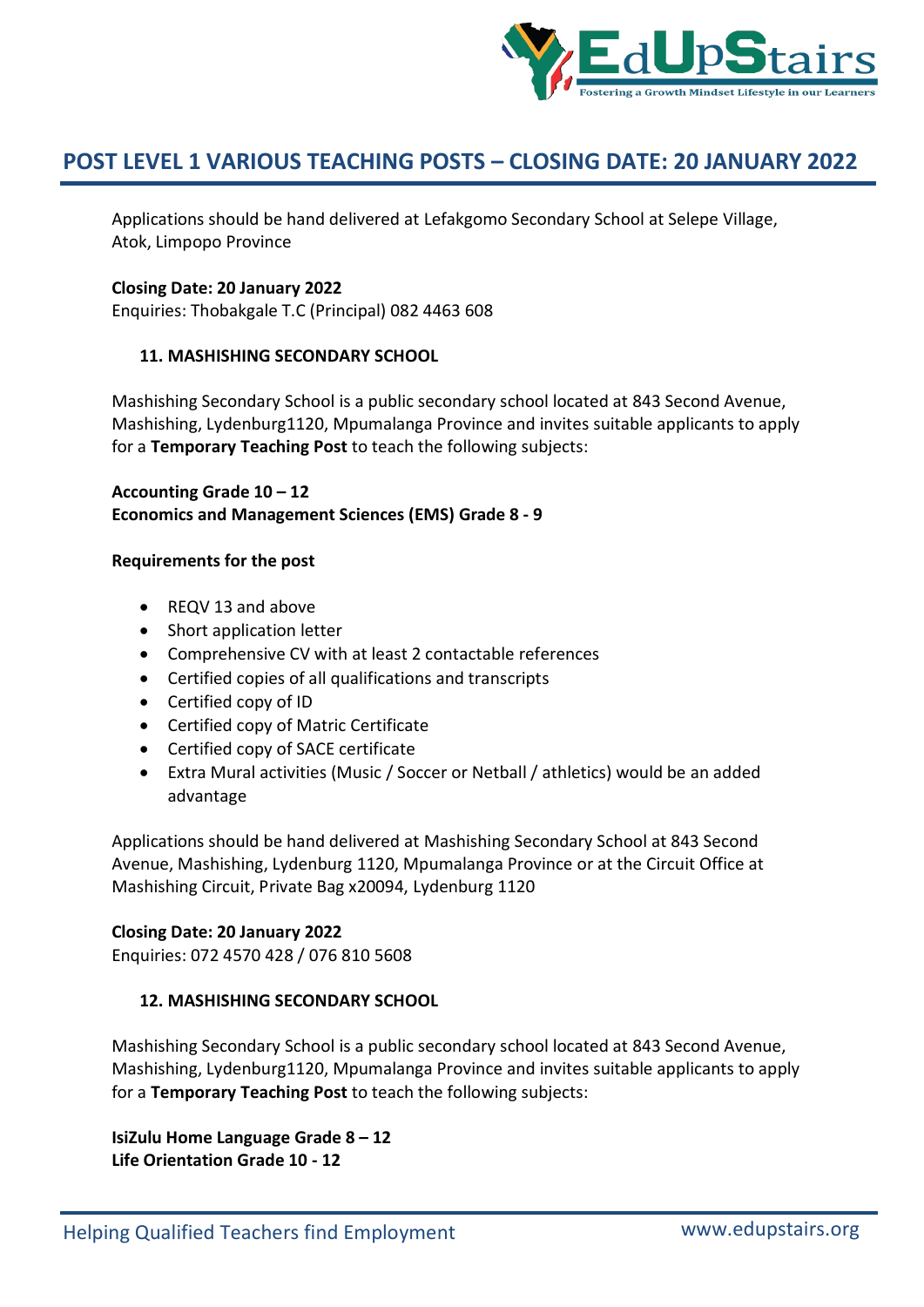## POST LEVEL 1 VARIOUS TEACHING POSTS – CLOSING DATE: 20 JANUARY 2022

Applications should be hand delivered at Lefakgomo Secondary School at Selepe Village, Atok, Limpopo Province

**Closing Date: 20 January 2022**
Enquiries: Thobakgale T.C (Principal) 082 4463 608

### 11. MASHISHING SECONDARY SCHOOL

Mashishing Secondary School is a public secondary school located at 843 Second Avenue, Mashishing, Lydenburg1120, Mpumalanga Province and invites suitable applicants to apply for a **Temporary Teaching Post** to teach the following subjects:

**Accounting Grade 10 – 12**
**Economics and Management Sciences (EMS) Grade 8 - 9**

**Requirements for the post**

- REQV 13 and above
- Short application letter
- Comprehensive CV with at least 2 contactable references
- Certified copies of all qualifications and transcripts
- Certified copy of ID
- Certified copy of Matric Certificate
- Certified copy of SACE certificate
- Extra Mural activities (Music / Soccer or Netball / athletics) would be an added advantage

Applications should be hand delivered at Mashishing Secondary School at 843 Second Avenue, Mashishing, Lydenburg 1120, Mpumalanga Province or at the Circuit Office at Mashishing Circuit, Private Bag x20094, Lydenburg 1120

**Closing Date: 20 January 2022**
Enquiries: 072 4570 428 / 076 810 5608

### 12. MASHISHING SECONDARY SCHOOL

Mashishing Secondary School is a public secondary school located at 843 Second Avenue, Mashishing, Lydenburg1120, Mpumalanga Province and invites suitable applicants to apply for a **Temporary Teaching Post** to teach the following subjects:

**IsiZulu Home Language Grade 8 – 12**
**Life Orientation Grade 10 - 12**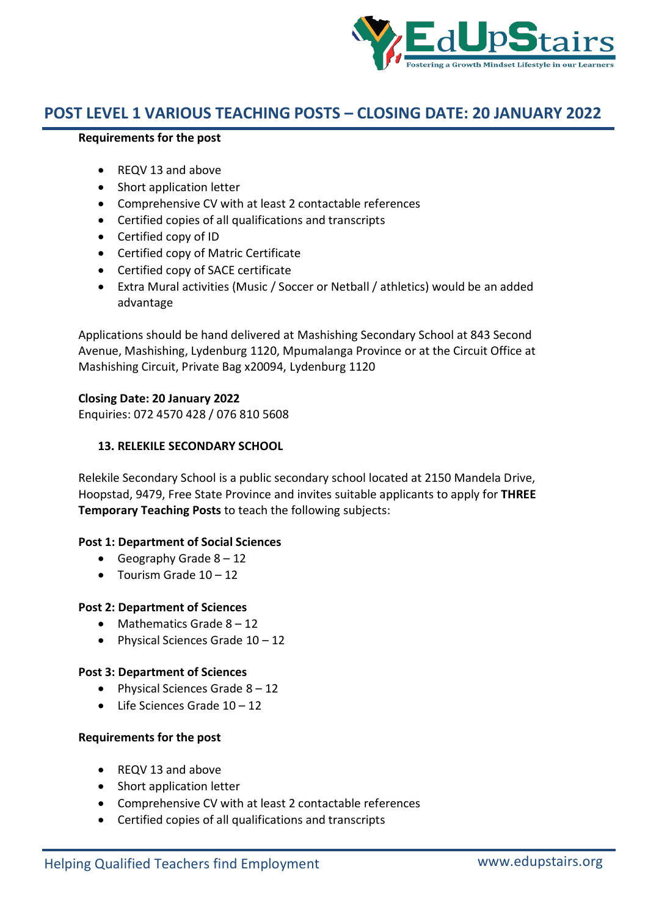# POST LEVEL 1 VARIOUS TEACHING POSTS – CLOSING DATE: 20 JANUARY 2022

**Requirements for the post**

- REQV 13 and above
- Short application letter
- Comprehensive CV with at least 2 contactable references
- Certified copies of all qualifications and transcripts
- Certified copy of ID
- Certified copy of Matric Certificate
- Certified copy of SACE certificate
- Extra Mural activities (Music / Soccer or Netball / athletics) would be an added advantage

Applications should be hand delivered at Mashishing Secondary School at 843 Second Avenue, Mashishing, Lydenburg 1120, Mpumalanga Province or at the Circuit Office at Mashishing Circuit, Private Bag x20094, Lydenburg 1120

**Closing Date: 20 January 2022**
Enquiries: 072 4570 428 / 076 810 5608

### 13. RELEKILE SECONDARY SCHOOL

Relekile Secondary School is a public secondary school located at 2150 Mandela Drive, Hoopstad, 9479, Free State Province and invites suitable applicants to apply for **THREE Temporary Teaching Posts** to teach the following subjects:

**Post 1: Department of Social Sciences**
- Geography Grade 8 – 12
- Tourism Grade 10 – 12

**Post 2: Department of Sciences**
- Mathematics Grade 8 – 12
- Physical Sciences Grade 10 – 12

**Post 3: Department of Sciences**
- Physical Sciences Grade 8 – 12
- Life Sciences Grade 10 – 12

**Requirements for the post**

- REQV 13 and above
- Short application letter
- Comprehensive CV with at least 2 contactable references
- Certified copies of all qualifications and transcripts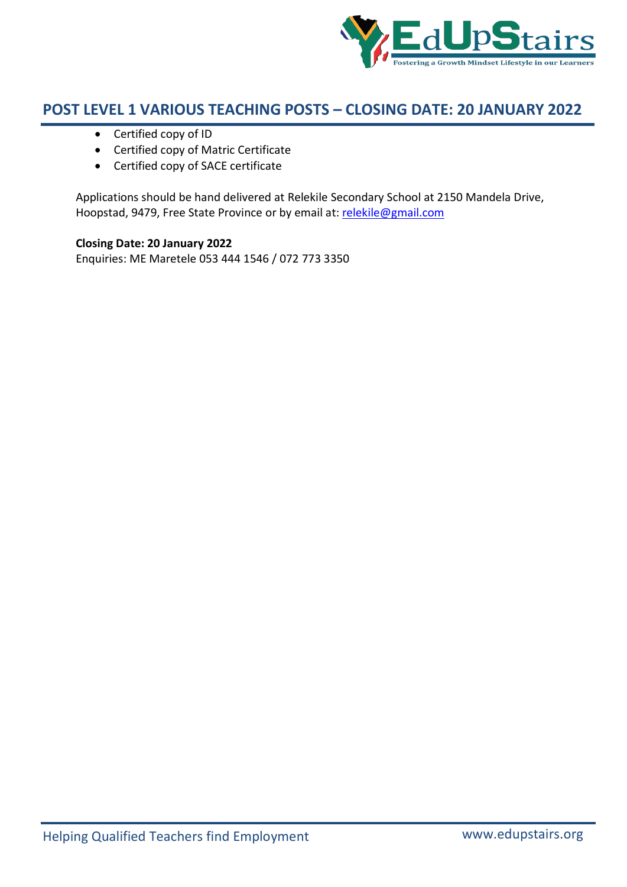## POST LEVEL 1 VARIOUS TEACHING POSTS – CLOSING DATE: 20 JANUARY 2022

- Certified copy of ID
- Certified copy of Matric Certificate
- Certified copy of SACE certificate

Applications should be hand delivered at Relekile Secondary School at 2150 Mandela Drive, Hoopstad, 9479, Free State Province or by email at: relekile@gmail.com

**Closing Date: 20 January 2022**
Enquiries: ME Maretele 053 444 1546 / 072 773 3350